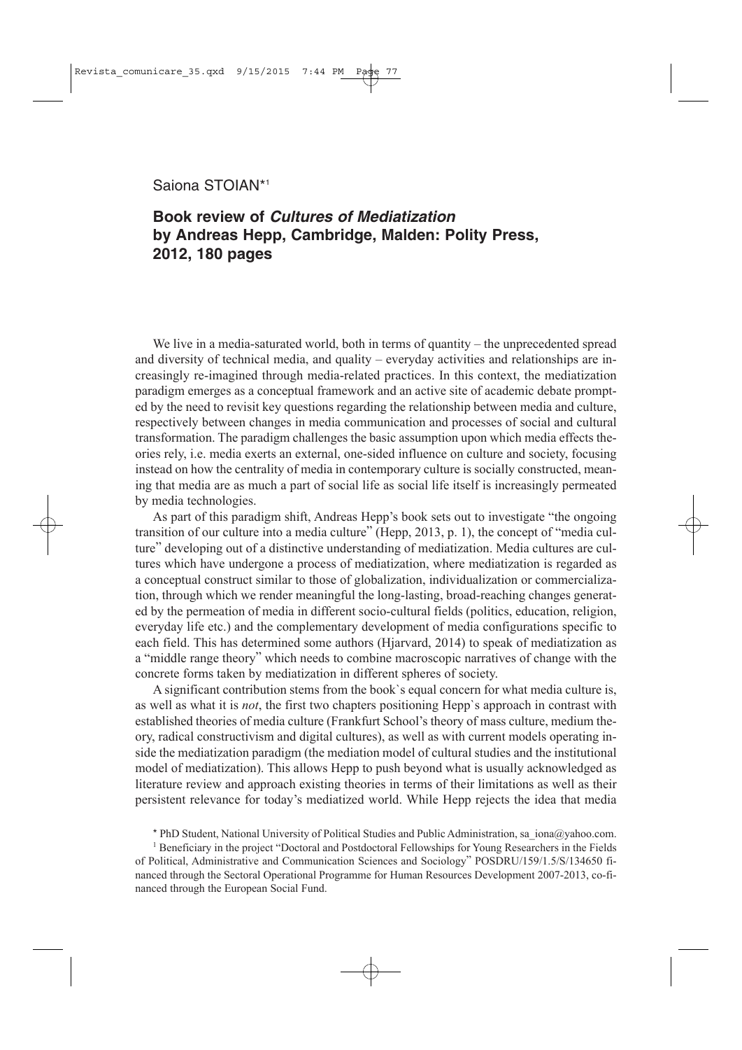Saiona STOIAN*[1]

# Book review of *Cultures of Mediatization* by Andreas Hepp, Cambridge, Malden: Polity Press, 2012, 180 pages

We live in a media-saturated world, both in terms of quantity – the unprecedented spread and diversity of technical media, and quality – everyday activities and relationships are increasingly re-imagined through media-related practices. In this context, the mediatization paradigm emerges as a conceptual framework and an active site of academic debate prompted by the need to revisit key questions regarding the relationship between media and culture, respectively between changes in media communication and processes of social and cultural transformation. The paradigm challenges the basic assumption upon which media effects theories rely, i.e. media exerts an external, one-sided influence on culture and society, focusing instead on how the centrality of media in contemporary culture is socially constructed, meaning that media are as much a part of social life as social life itself is increasingly permeated by media technologies.

As part of this paradigm shift, Andreas Hepp's book sets out to investigate "the ongoing transition of our culture into a media culture" (Hepp, 2013, p. 1), the concept of "media culture" developing out of a distinctive understanding of mediatization. Media cultures are cultures which have undergone a process of mediatization, where mediatization is regarded as a conceptual construct similar to those of globalization, individualization or commercialization, through which we render meaningful the long-lasting, broad-reaching changes generated by the permeation of media in different socio-cultural fields (politics, education, religion, everyday life etc.) and the complementary development of media configurations specific to each field. This has determined some authors (Hjarvard, 2014) to speak of mediatization as a "middle range theory" which needs to combine macroscopic narratives of change with the concrete forms taken by mediatization in different spheres of society.

A significant contribution stems from the book`s equal concern for what media culture is, as well as what it is *not*, the first two chapters positioning Hepp`s approach in contrast with established theories of media culture (Frankfurt School's theory of mass culture, medium theory, radical constructivism and digital cultures), as well as with current models operating inside the mediatization paradigm (the mediation model of cultural studies and the institutional model of mediatization). This allows Hepp to push beyond what is usually acknowledged as literature review and approach existing theories in terms of their limitations as well as their persistent relevance for today's mediatized world. While Hepp rejects the idea that media

* PhD Student, National University of Political Studies and Public Administration, sa_iona@yahoo.com.

[1] Beneficiary in the project "Doctoral and Postdoctoral Fellowships for Young Researchers in the Fields of Political, Administrative and Communication Sciences and Sociology" POSDRU/159/1.5/S/134650 financed through the Sectoral Operational Programme for Human Resources Development 2007-2013, co-financed through the European Social Fund.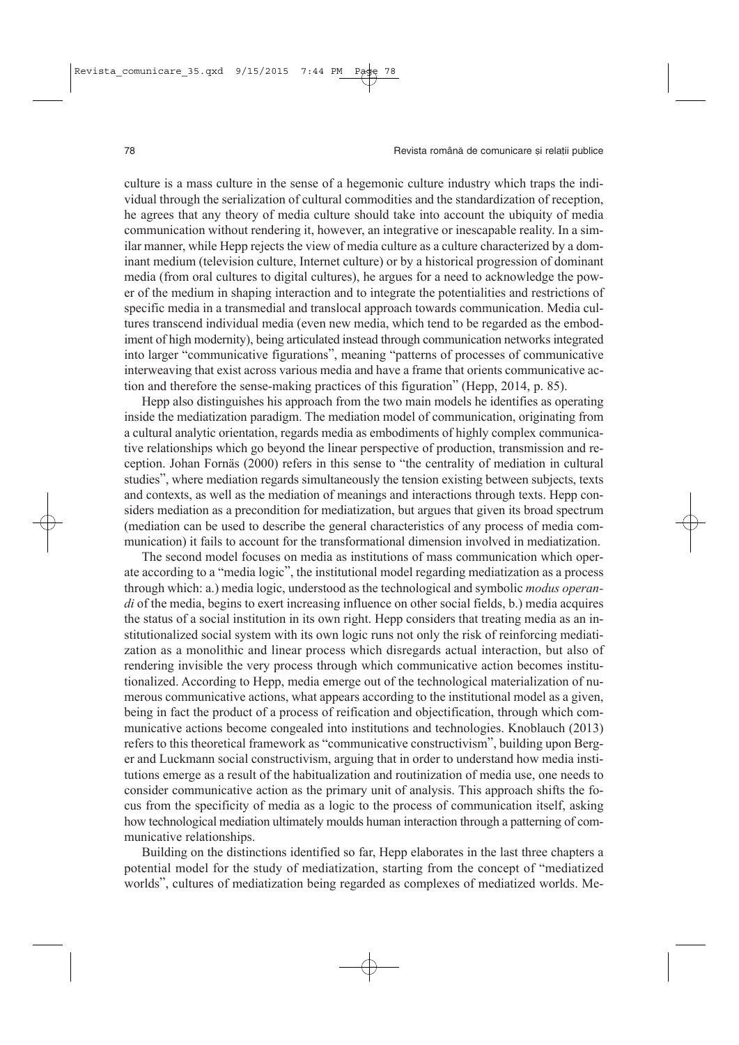culture is a mass culture in the sense of a hegemonic culture industry which traps the individual through the serialization of cultural commodities and the standardization of reception, he agrees that any theory of media culture should take into account the ubiquity of media communication without rendering it, however, an integrative or inescapable reality. In a similar manner, while Hepp rejects the view of media culture as a culture characterized by a dominant medium (television culture, Internet culture) or by a historical progression of dominant media (from oral cultures to digital cultures), he argues for a need to acknowledge the power of the medium in shaping interaction and to integrate the potentialities and restrictions of specific media in a transmedial and translocal approach towards communication. Media cultures transcend individual media (even new media, which tend to be regarded as the embodiment of high modernity), being articulated instead through communication networks integrated into larger "communicative figurations", meaning "patterns of processes of communicative interweaving that exist across various media and have a frame that orients communicative action and therefore the sense-making practices of this figuration" (Hepp, 2014, p. 85).

Hepp also distinguishes his approach from the two main models he identifies as operating inside the mediatization paradigm. The mediation model of communication, originating from a cultural analytic orientation, regards media as embodiments of highly complex communicative relationships which go beyond the linear perspective of production, transmission and reception. Johan Fornäs (2000) refers in this sense to "the centrality of mediation in cultural studies", where mediation regards simultaneously the tension existing between subjects, texts and contexts, as well as the mediation of meanings and interactions through texts. Hepp considers mediation as a precondition for mediatization, but argues that given its broad spectrum (mediation can be used to describe the general characteristics of any process of media communication) it fails to account for the transformational dimension involved in mediatization.

The second model focuses on media as institutions of mass communication which operate according to a "media logic", the institutional model regarding mediatization as a process through which: a.) media logic, understood as the technological and symbolic *modus operandi* of the media, begins to exert increasing influence on other social fields, b.) media acquires the status of a social institution in its own right. Hepp considers that treating media as an institutionalized social system with its own logic runs not only the risk of reinforcing mediatization as a monolithic and linear process which disregards actual interaction, but also of rendering invisible the very process through which communicative action becomes institutionalized. According to Hepp, media emerge out of the technological materialization of numerous communicative actions, what appears according to the institutional model as a given, being in fact the product of a process of reification and objectification, through which communicative actions become congealed into institutions and technologies. Knoblauch (2013) refers to this theoretical framework as "communicative constructivism", building upon Berger and Luckmann social constructivism, arguing that in order to understand how media institutions emerge as a result of the habitualization and routinization of media use, one needs to consider communicative action as the primary unit of analysis. This approach shifts the focus from the specificity of media as a logic to the process of communication itself, asking how technological mediation ultimately moulds human interaction through a patterning of communicative relationships.

Building on the distinctions identified so far, Hepp elaborates in the last three chapters a potential model for the study of mediatization, starting from the concept of "mediatized worlds", cultures of mediatization being regarded as complexes of mediatized worlds. Me-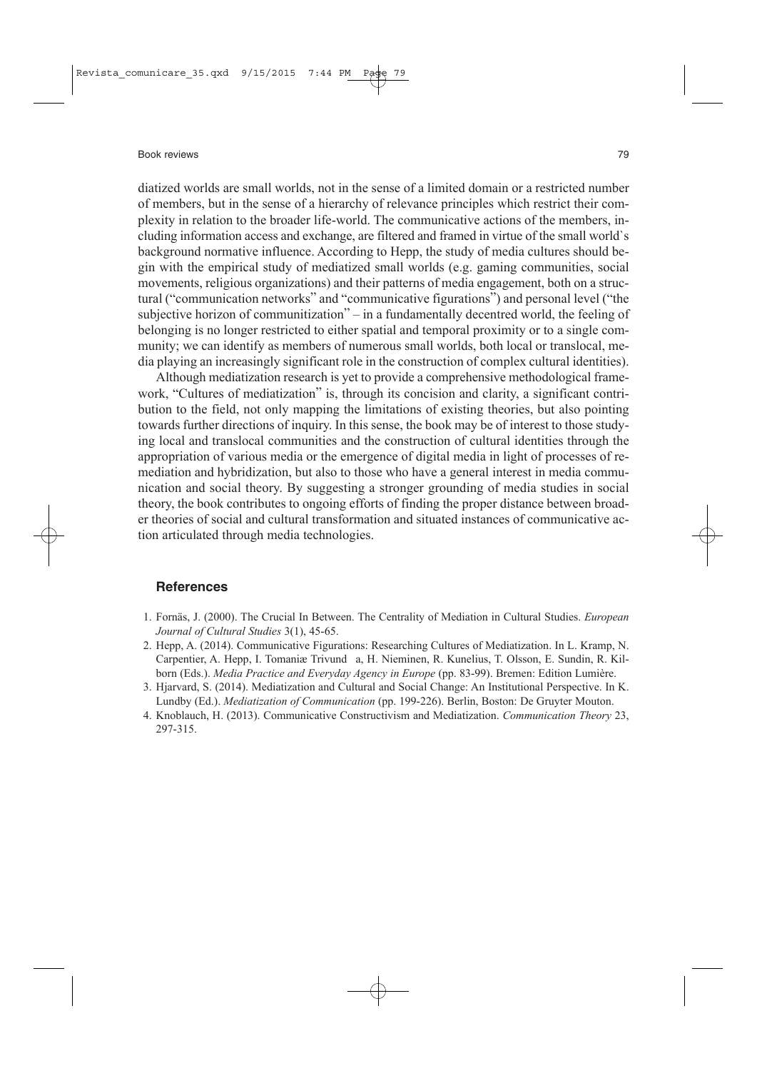diatized worlds are small worlds, not in the sense of a limited domain or a restricted number of members, but in the sense of a hierarchy of relevance principles which restrict their complexity in relation to the broader life-world. The communicative actions of the members, including information access and exchange, are filtered and framed in virtue of the small world`s background normative influence. According to Hepp, the study of media cultures should begin with the empirical study of mediatized small worlds (e.g. gaming communities, social movements, religious organizations) and their patterns of media engagement, both on a structural ("communication networks" and "communicative figurations") and personal level ("the subjective horizon of communitization" – in a fundamentally decentred world, the feeling of belonging is no longer restricted to either spatial and temporal proximity or to a single community; we can identify as members of numerous small worlds, both local or translocal, media playing an increasingly significant role in the construction of complex cultural identities).

Although mediatization research is yet to provide a comprehensive methodological framework, "Cultures of mediatization" is, through its concision and clarity, a significant contribution to the field, not only mapping the limitations of existing theories, but also pointing towards further directions of inquiry. In this sense, the book may be of interest to those studying local and translocal communities and the construction of cultural identities through the appropriation of various media or the emergence of digital media in light of processes of remediation and hybridization, but also to those who have a general interest in media communication and social theory. By suggesting a stronger grounding of media studies in social theory, the book contributes to ongoing efforts of finding the proper distance between broader theories of social and cultural transformation and situated instances of communicative action articulated through media technologies.

## References

1. Fornäs, J. (2000). The Crucial In Between. The Centrality of Mediation in Cultural Studies. *European Journal of Cultural Studies* 3(1), 45-65.
2. Hepp, A. (2014). Communicative Figurations: Researching Cultures of Mediatization. In L. Kramp, N. Carpentier, A. Hepp, I. Tomaniæ Trivund a, H. Nieminen, R. Kunelius, T. Olsson, E. Sundin, R. Kilborn (Eds.). *Media Practice and Everyday Agency in Europe* (pp. 83-99). Bremen: Edition Lumière.
3. Hjarvard, S. (2014). Mediatization and Cultural and Social Change: An Institutional Perspective. In K. Lundby (Ed.). *Mediatization of Communication* (pp. 199-226). Berlin, Boston: De Gruyter Mouton.
4. Knoblauch, H. (2013). Communicative Constructivism and Mediatization. *Communication Theory* 23, 297-315.